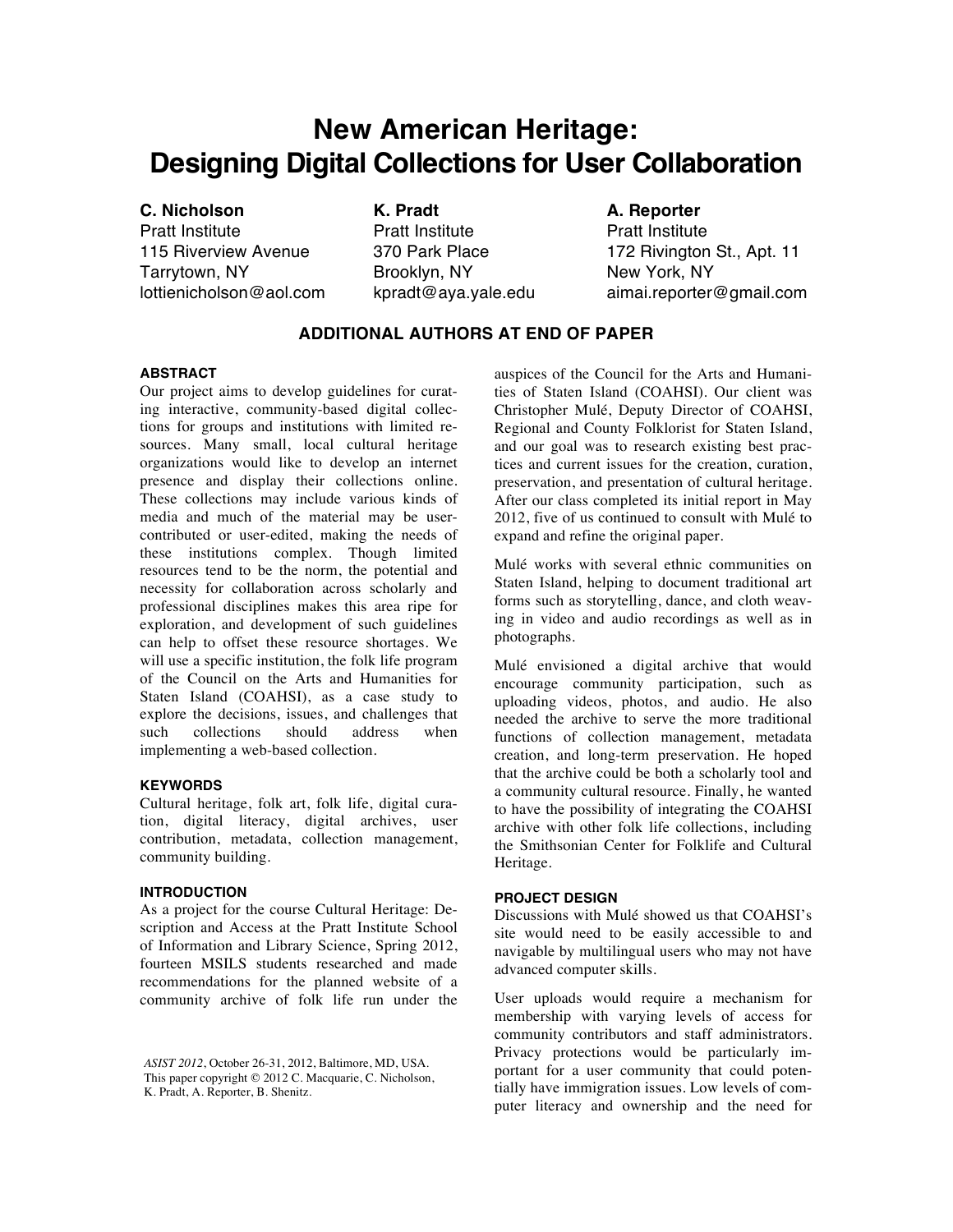# New American Heritage: Designing Digital Collections for User Collaboration

**C. Nicholson**
Pratt Institute
115 Riverview Avenue
Tarrytown, NY
lottienicholson@aol.com

**K. Pradt**
Pratt Institute
370 Park Place
Brooklyn, NY
kpradt@aya.yale.edu

**A. Reporter**
Pratt Institute
172 Rivington St., Apt. 11
New York, NY
aimai.reporter@gmail.com

**ADDITIONAL AUTHORS AT END OF PAPER**

## ABSTRACT

Our project aims to develop guidelines for curating interactive, community-based digital collections for groups and institutions with limited resources. Many small, local cultural heritage organizations would like to develop an internet presence and display their collections online. These collections may include various kinds of media and much of the material may be user-contributed or user-edited, making the needs of these institutions complex. Though limited resources tend to be the norm, the potential and necessity for collaboration across scholarly and professional disciplines makes this area ripe for exploration, and development of such guidelines can help to offset these resource shortages. We will use a specific institution, the folk life program of the Council on the Arts and Humanities for Staten Island (COAHSI), as a case study to explore the decisions, issues, and challenges that such collections should address when implementing a web-based collection.

## KEYWORDS

Cultural heritage, folk art, folk life, digital curation, digital literacy, digital archives, user contribution, metadata, collection management, community building.

## INTRODUCTION

As a project for the course Cultural Heritage: Description and Access at the Pratt Institute School of Information and Library Science, Spring 2012, fourteen MSILS students researched and made recommendations for the planned website of a community archive of folk life run under the auspices of the Council for the Arts and Humanities of Staten Island (COAHSI). Our client was Christopher Mulé, Deputy Director of COAHSI, Regional and County Folklorist for Staten Island, and our goal was to research existing best practices and current issues for the creation, curation, preservation, and presentation of cultural heritage. After our class completed its initial report in May 2012, five of us continued to consult with Mulé to expand and refine the original paper.

Mulé works with several ethnic communities on Staten Island, helping to document traditional art forms such as storytelling, dance, and cloth weaving in video and audio recordings as well as in photographs.

Mulé envisioned a digital archive that would encourage community participation, such as uploading videos, photos, and audio. He also needed the archive to serve the more traditional functions of collection management, metadata creation, and long-term preservation. He hoped that the archive could be both a scholarly tool and a community cultural resource. Finally, he wanted to have the possibility of integrating the COAHSI archive with other folk life collections, including the Smithsonian Center for Folklife and Cultural Heritage.

## PROJECT DESIGN

Discussions with Mulé showed us that COAHSI's site would need to be easily accessible to and navigable by multilingual users who may not have advanced computer skills.

User uploads would require a mechanism for membership with varying levels of access for community contributors and staff administrators. Privacy protections would be particularly important for a user community that could potentially have immigration issues. Low levels of computer literacy and ownership and the need for

*ASIST 2012*, October 26-31, 2012, Baltimore, MD, USA.
This paper copyright © 2012 C. Macquarie, C. Nicholson, K. Pradt, A. Reporter, B. Shenitz.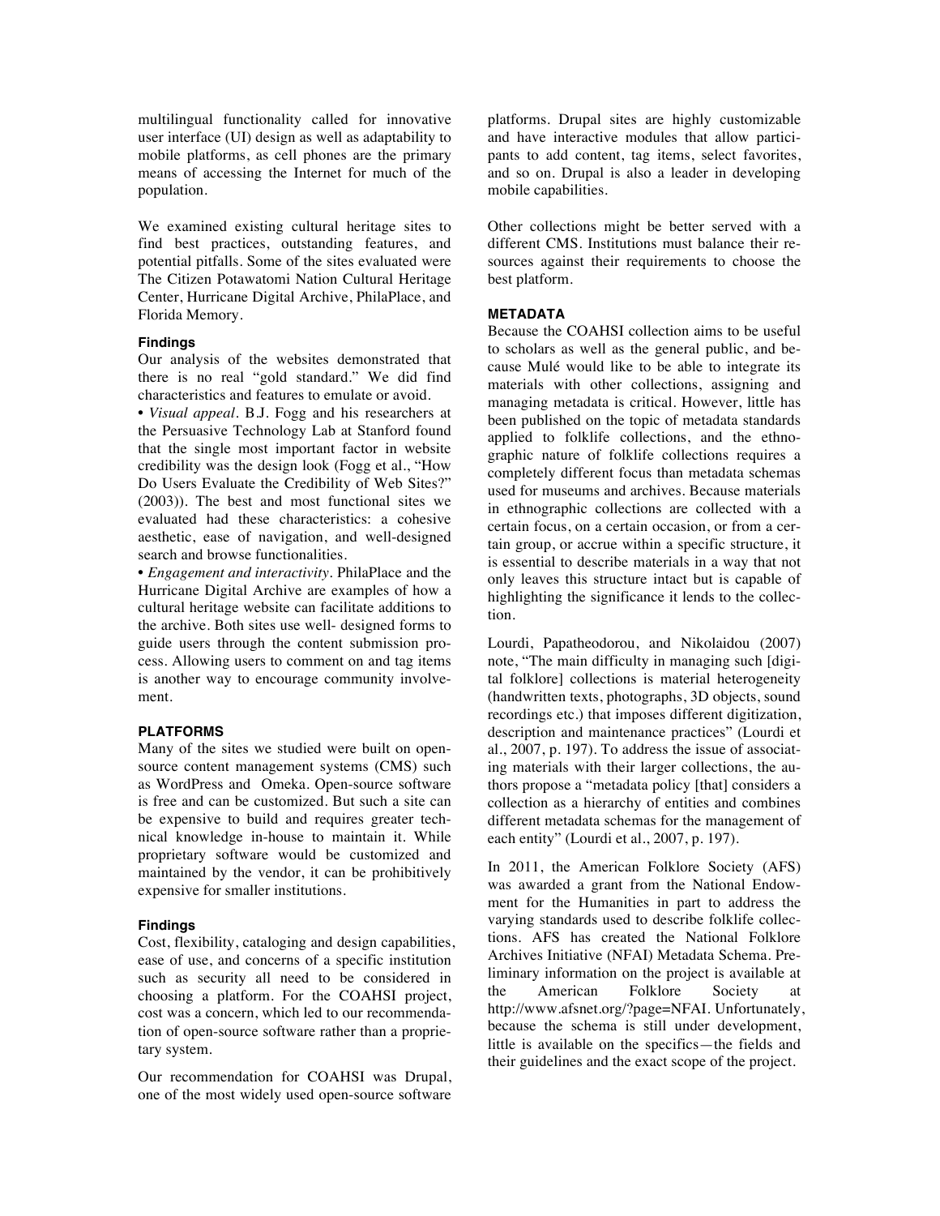multilingual functionality called for innovative user interface (UI) design as well as adaptability to mobile platforms, as cell phones are the primary means of accessing the Internet for much of the population.

We examined existing cultural heritage sites to find best practices, outstanding features, and potential pitfalls. Some of the sites evaluated were The Citizen Potawatomi Nation Cultural Heritage Center, Hurricane Digital Archive, PhilaPlace, and Florida Memory.

#### Findings

Our analysis of the websites demonstrated that there is no real "gold standard." We did find characteristics and features to emulate or avoid.

• *Visual appeal*. B.J. Fogg and his researchers at the Persuasive Technology Lab at Stanford found that the single most important factor in website credibility was the design look (Fogg et al., "How Do Users Evaluate the Credibility of Web Sites?" (2003)). The best and most functional sites we evaluated had these characteristics: a cohesive aesthetic, ease of navigation, and well-designed search and browse functionalities.

• *Engagement and interactivity*. PhilaPlace and the Hurricane Digital Archive are examples of how a cultural heritage website can facilitate additions to the archive. Both sites use well- designed forms to guide users through the content submission process. Allowing users to comment on and tag items is another way to encourage community involvement.

### PLATFORMS

Many of the sites we studied were built on open-source content management systems (CMS) such as WordPress and Omeka. Open-source software is free and can be customized. But such a site can be expensive to build and requires greater technical knowledge in-house to maintain it. While proprietary software would be customized and maintained by the vendor, it can be prohibitively expensive for smaller institutions.

#### Findings

Cost, flexibility, cataloging and design capabilities, ease of use, and concerns of a specific institution such as security all need to be considered in choosing a platform. For the COAHSI project, cost was a concern, which led to our recommendation of open-source software rather than a proprietary system.

Our recommendation for COAHSI was Drupal, one of the most widely used open-source software platforms. Drupal sites are highly customizable and have interactive modules that allow participants to add content, tag items, select favorites, and so on. Drupal is also a leader in developing mobile capabilities.

Other collections might be better served with a different CMS. Institutions must balance their resources against their requirements to choose the best platform.

### METADATA

Because the COAHSI collection aims to be useful to scholars as well as the general public, and because Mulé would like to be able to integrate its materials with other collections, assigning and managing metadata is critical. However, little has been published on the topic of metadata standards applied to folklife collections, and the ethnographic nature of folklife collections requires a completely different focus than metadata schemas used for museums and archives. Because materials in ethnographic collections are collected with a certain focus, on a certain occasion, or from a certain group, or accrue within a specific structure, it is essential to describe materials in a way that not only leaves this structure intact but is capable of highlighting the significance it lends to the collection.

Lourdi, Papatheodorou, and Nikolaidou (2007) note, "The main difficulty in managing such [digital folklore] collections is material heterogeneity (handwritten texts, photographs, 3D objects, sound recordings etc.) that imposes different digitization, description and maintenance practices" (Lourdi et al., 2007, p. 197). To address the issue of associating materials with their larger collections, the authors propose a "metadata policy [that] considers a collection as a hierarchy of entities and combines different metadata schemas for the management of each entity" (Lourdi et al., 2007, p. 197).

In 2011, the American Folklore Society (AFS) was awarded a grant from the National Endowment for the Humanities in part to address the varying standards used to describe folklife collections. AFS has created the National Folklore Archives Initiative (NFAI) Metadata Schema. Preliminary information on the project is available at the American Folklore Society at http://www.afsnet.org/?page=NFAI. Unfortunately, because the schema is still under development, little is available on the specifics—the fields and their guidelines and the exact scope of the project.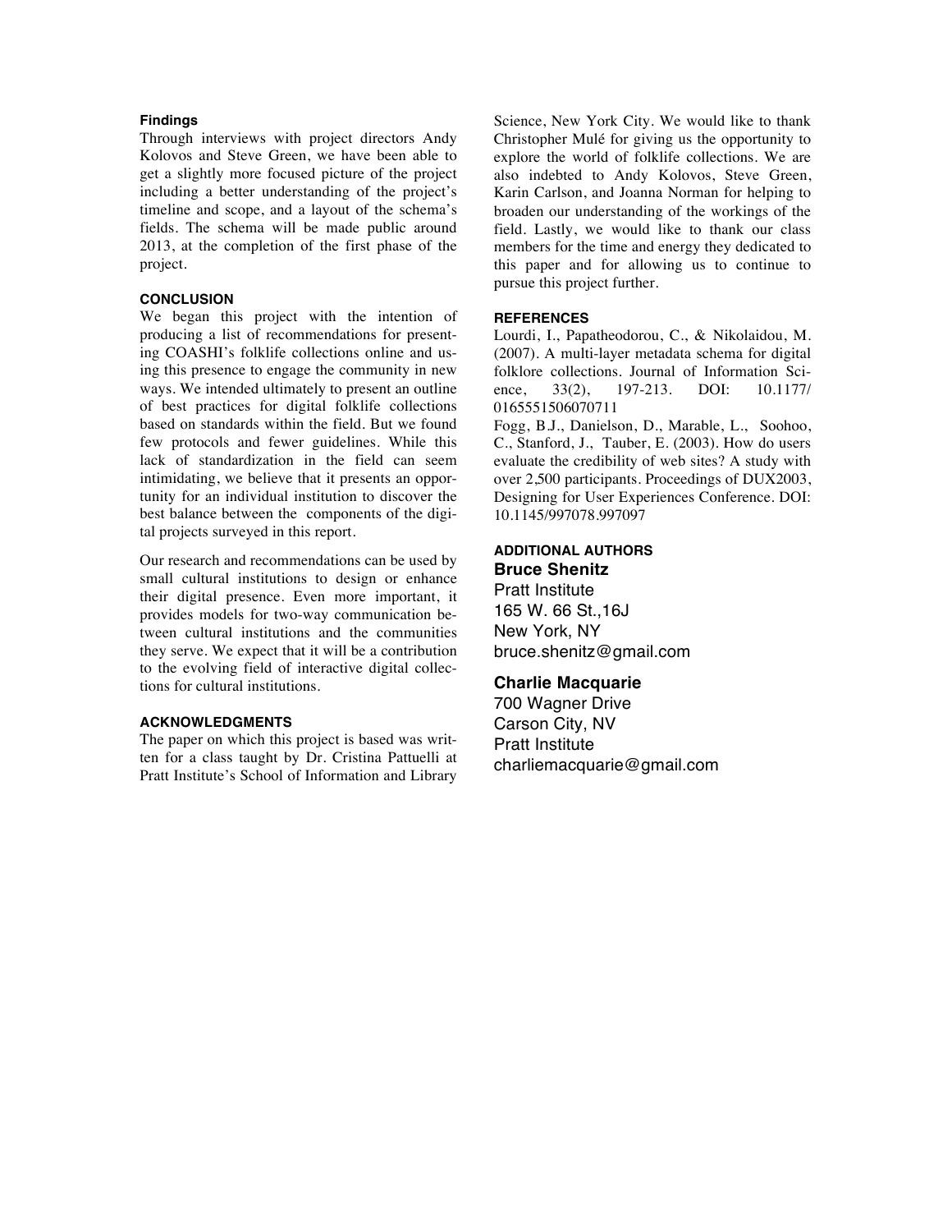#### Findings

Through interviews with project directors Andy Kolovos and Steve Green, we have been able to get a slightly more focused picture of the project including a better understanding of the project's timeline and scope, and a layout of the schema's fields. The schema will be made public around 2013, at the completion of the first phase of the project.

### CONCLUSION

We began this project with the intention of producing a list of recommendations for presenting COASHI's folklife collections online and using this presence to engage the community in new ways. We intended ultimately to present an outline of best practices for digital folklife collections based on standards within the field. But we found few protocols and fewer guidelines. While this lack of standardization in the field can seem intimidating, we believe that it presents an opportunity for an individual institution to discover the best balance between the components of the digital projects surveyed in this report.

Our research and recommendations can be used by small cultural institutions to design or enhance their digital presence. Even more important, it provides models for two-way communication between cultural institutions and the communities they serve. We expect that it will be a contribution to the evolving field of interactive digital collections for cultural institutions.

### ACKNOWLEDGMENTS

The paper on which this project is based was written for a class taught by Dr. Cristina Pattuelli at Pratt Institute's School of Information and Library Science, New York City. We would like to thank Christopher Mulé for giving us the opportunity to explore the world of folklife collections. We are also indebted to Andy Kolovos, Steve Green, Karin Carlson, and Joanna Norman for helping to broaden our understanding of the workings of the field. Lastly, we would like to thank our class members for the time and energy they dedicated to this paper and for allowing us to continue to pursue this project further.

### REFERENCES

Lourdi, I., Papatheodorou, C., & Nikolaidou, M. (2007). A multi-layer metadata schema for digital folklore collections. Journal of Information Science, 33(2), 197-213. DOI: 10.1177/0165551506070711

Fogg, B.J., Danielson, D., Marable, L., Soohoo, C., Stanford, J., Tauber, E. (2003). How do users evaluate the credibility of web sites? A study with over 2,500 participants. Proceedings of DUX2003, Designing for User Experiences Conference. DOI: 10.1145/997078.997097

### ADDITIONAL AUTHORS

**Bruce Shenitz**
Pratt Institute
165 W. 66 St.,16J
New York, NY
bruce.shenitz@gmail.com

**Charlie Macquarie**
700 Wagner Drive
Carson City, NV
Pratt Institute
charliemacquarie@gmail.com